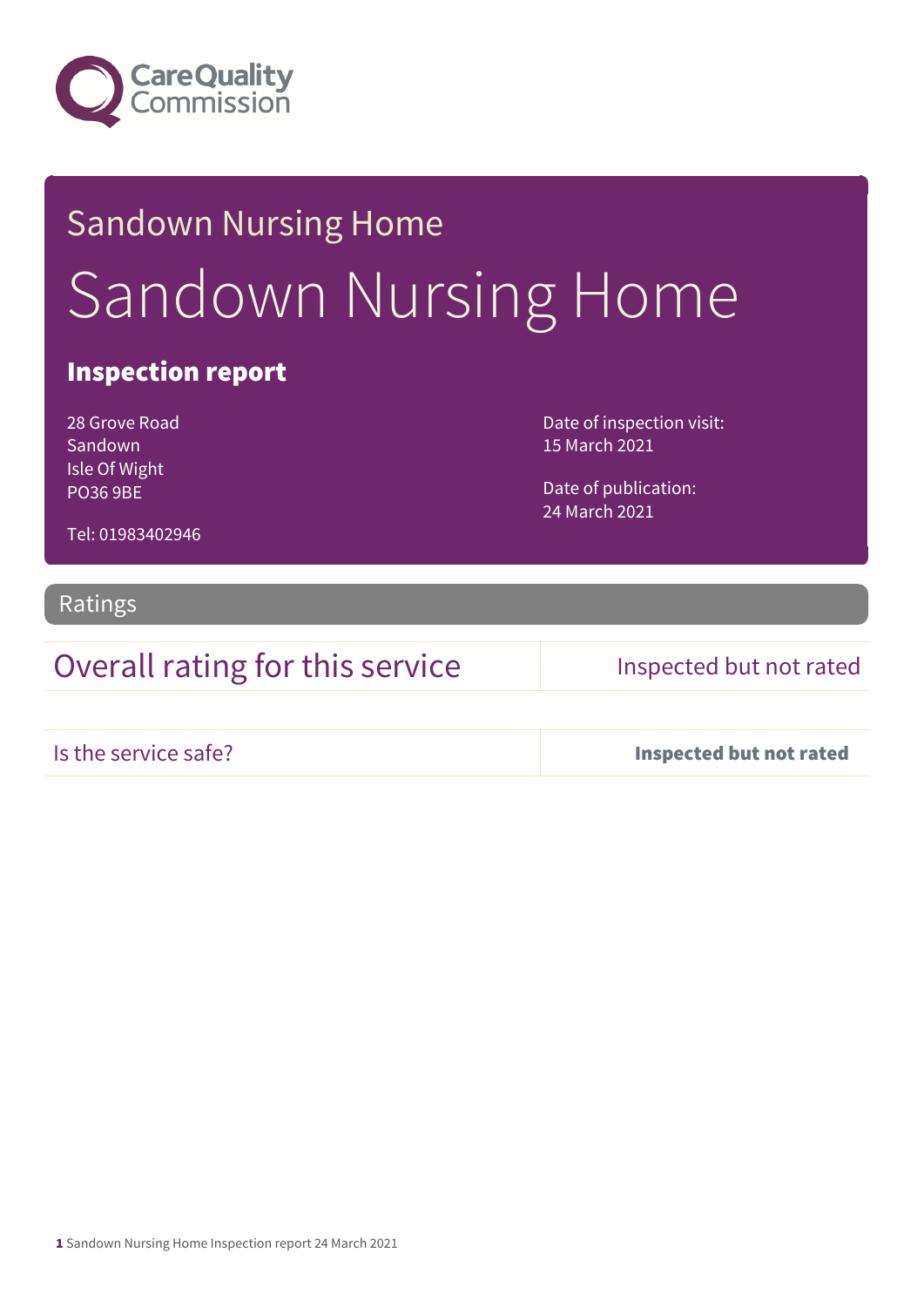Care Quality Commission

# Sandown Nursing Home

## Sandown Nursing Home

### Inspection report

28 Grove Road
Sandown
Isle Of Wight
PO36 9BE

Tel: 01983402946

Date of inspection visit:
15 March 2021

Date of publication:
24 March 2021

## Ratings

| Overall rating for this service | Inspected but not rated |
|---|---|
| Is the service safe? | **Inspected but not rated** |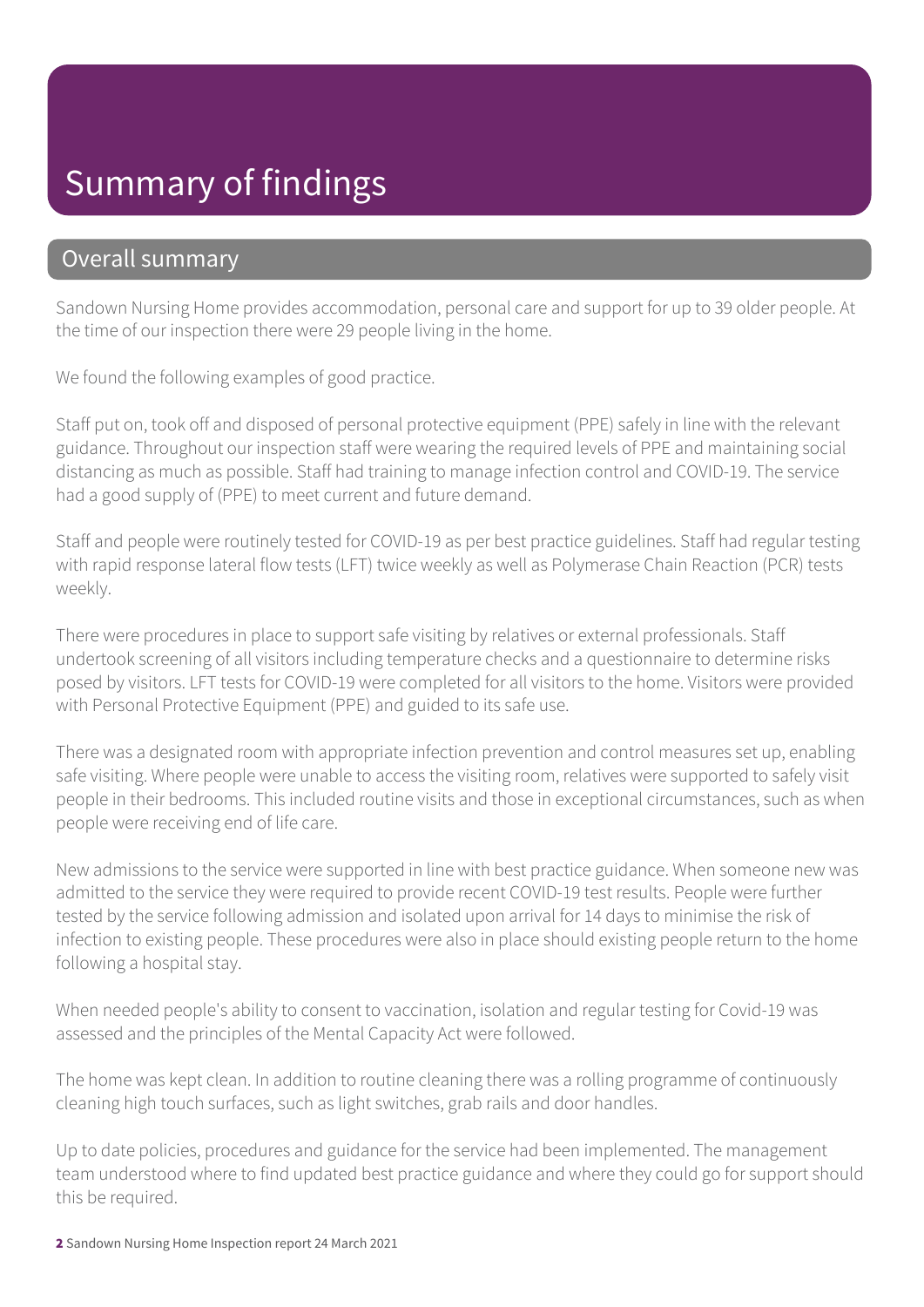# Summary of findings

## Overall summary

Sandown Nursing Home provides accommodation, personal care and support for up to 39 older people. At the time of our inspection there were 29 people living in the home.

We found the following examples of good practice.

Staff put on, took off and disposed of personal protective equipment (PPE) safely in line with the relevant guidance. Throughout our inspection staff were wearing the required levels of PPE and maintaining social distancing as much as possible. Staff had training to manage infection control and COVID-19. The service had a good supply of (PPE) to meet current and future demand.

Staff and people were routinely tested for COVID-19 as per best practice guidelines. Staff had regular testing with rapid response lateral flow tests (LFT) twice weekly as well as Polymerase Chain Reaction (PCR) tests weekly.

There were procedures in place to support safe visiting by relatives or external professionals. Staff undertook screening of all visitors including temperature checks and a questionnaire to determine risks posed by visitors. LFT tests for COVID-19 were completed for all visitors to the home. Visitors were provided with Personal Protective Equipment (PPE) and guided to its safe use.

There was a designated room with appropriate infection prevention and control measures set up, enabling safe visiting. Where people were unable to access the visiting room, relatives were supported to safely visit people in their bedrooms. This included routine visits and those in exceptional circumstances, such as when people were receiving end of life care.

New admissions to the service were supported in line with best practice guidance. When someone new was admitted to the service they were required to provide recent COVID-19 test results. People were further tested by the service following admission and isolated upon arrival for 14 days to minimise the risk of infection to existing people. These procedures were also in place should existing people return to the home following a hospital stay.

When needed people's ability to consent to vaccination, isolation and regular testing for Covid-19 was assessed and the principles of the Mental Capacity Act were followed.

The home was kept clean. In addition to routine cleaning there was a rolling programme of continuously cleaning high touch surfaces, such as light switches, grab rails and door handles.

Up to date policies, procedures and guidance for the service had been implemented. The management team understood where to find updated best practice guidance and where they could go for support should this be required.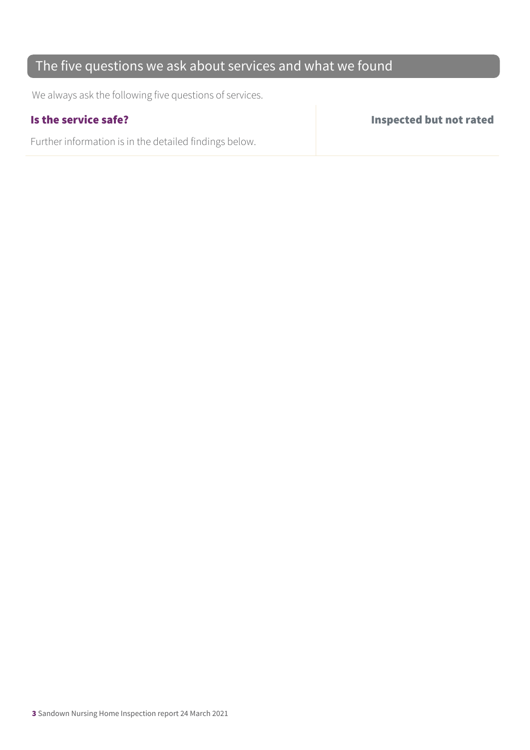## The five questions we ask about services and what we found

We always ask the following five questions of services.

| **Is the service safe?** | **Inspected but not rated** |
|---|---|
| Further information is in the detailed findings below. | |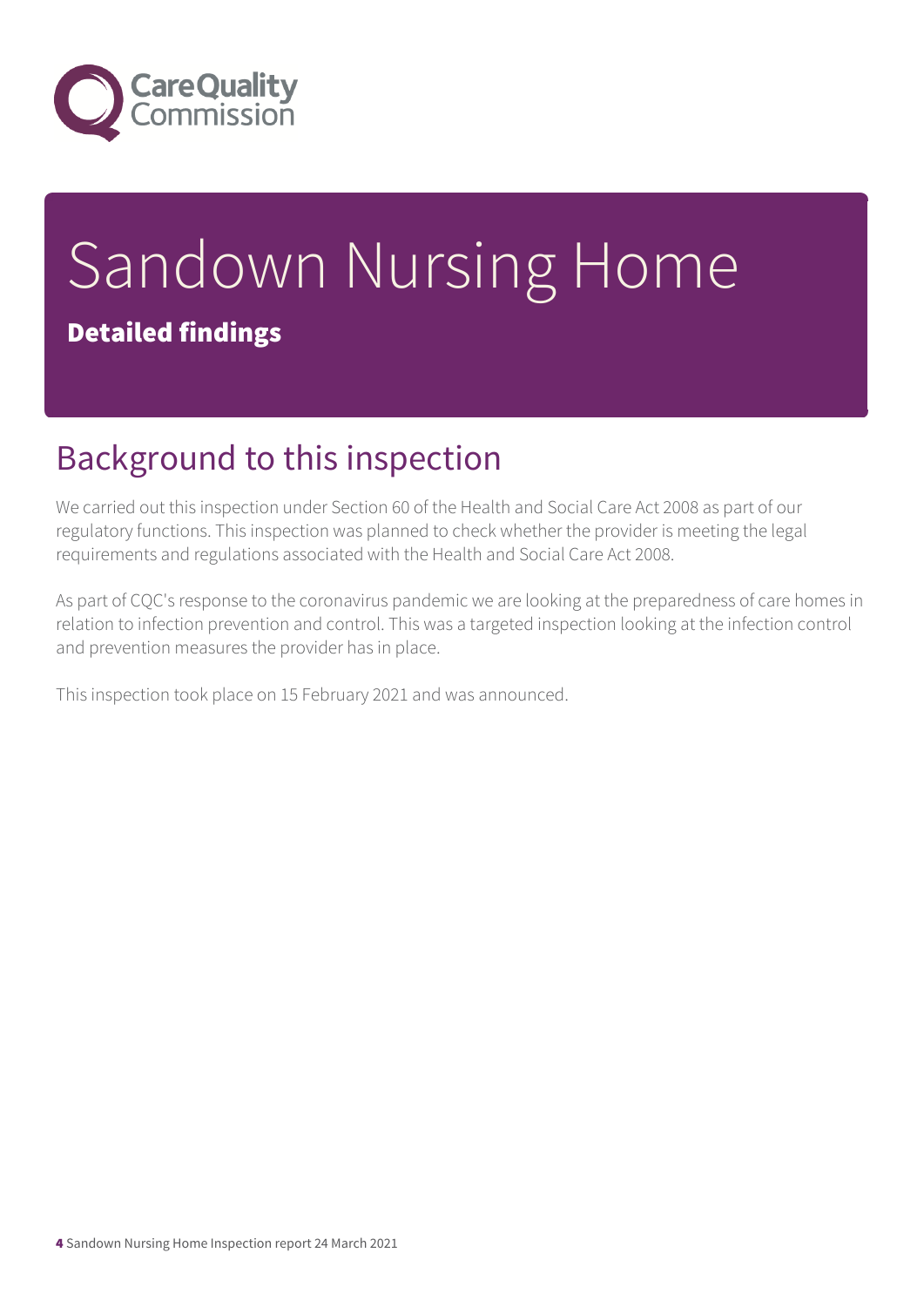# Sandown Nursing Home

**Detailed findings**

## Background to this inspection

We carried out this inspection under Section 60 of the Health and Social Care Act 2008 as part of our regulatory functions. This inspection was planned to check whether the provider is meeting the legal requirements and regulations associated with the Health and Social Care Act 2008.

As part of CQC's response to the coronavirus pandemic we are looking at the preparedness of care homes in relation to infection prevention and control. This was a targeted inspection looking at the infection control and prevention measures the provider has in place.

This inspection took place on 15 February 2021 and was announced.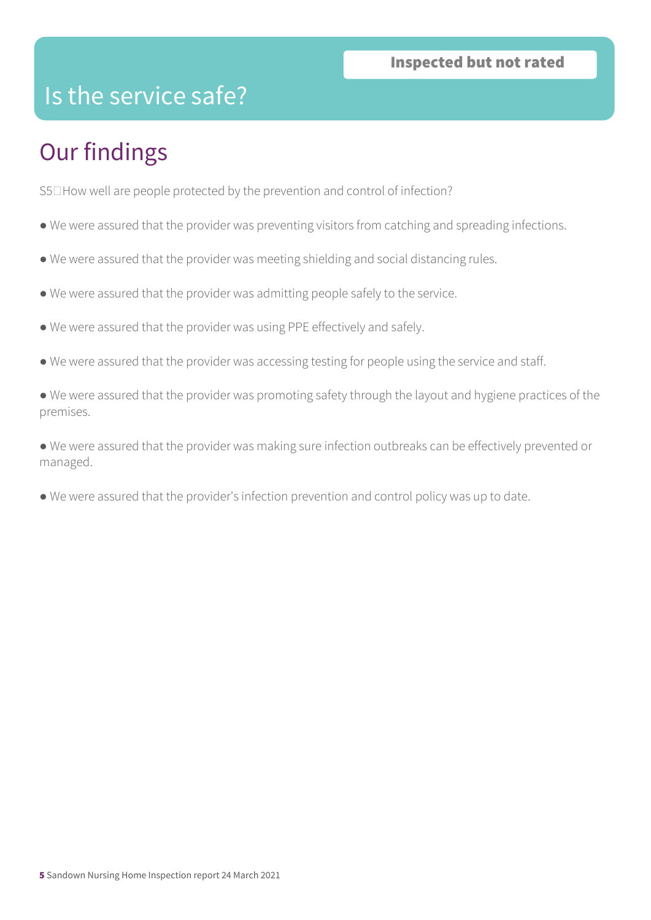# Is the service safe?

**Inspected but not rated**

## Our findings

S5How well are people protected by the prevention and control of infection?

- We were assured that the provider was preventing visitors from catching and spreading infections.
- We were assured that the provider was meeting shielding and social distancing rules.
- We were assured that the provider was admitting people safely to the service.
- We were assured that the provider was using PPE effectively and safely.
- We were assured that the provider was accessing testing for people using the service and staff.
- We were assured that the provider was promoting safety through the layout and hygiene practices of the premises.
- We were assured that the provider was making sure infection outbreaks can be effectively prevented or managed.
- We were assured that the provider's infection prevention and control policy was up to date.